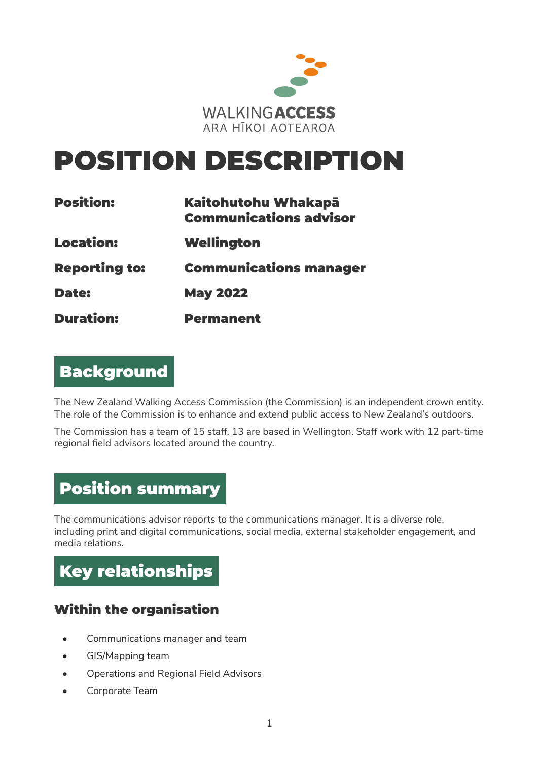WALKINGACCESS
ARA HĪKOI AOTEAROA

# POSITION DESCRIPTION

| | |
|---|---|
| **Position:** | **Kaitohutohu Whakapā Communications advisor** |
| **Location:** | **Wellington** |
| **Reporting to:** | **Communications manager** |
| **Date:** | **May 2022** |
| **Duration:** | **Permanent** |

## Background

The New Zealand Walking Access Commission (the Commission) is an independent crown entity. The role of the Commission is to enhance and extend public access to New Zealand's outdoors.

The Commission has a team of 15 staff. 13 are based in Wellington. Staff work with 12 part-time regional field advisors located around the country.

## Position summary

The communications advisor reports to the communications manager. It is a diverse role, including print and digital communications, social media, external stakeholder engagement, and media relations.

## Key relationships

### Within the organisation

- Communications manager and team
- GIS/Mapping team
- Operations and Regional Field Advisors
- Corporate Team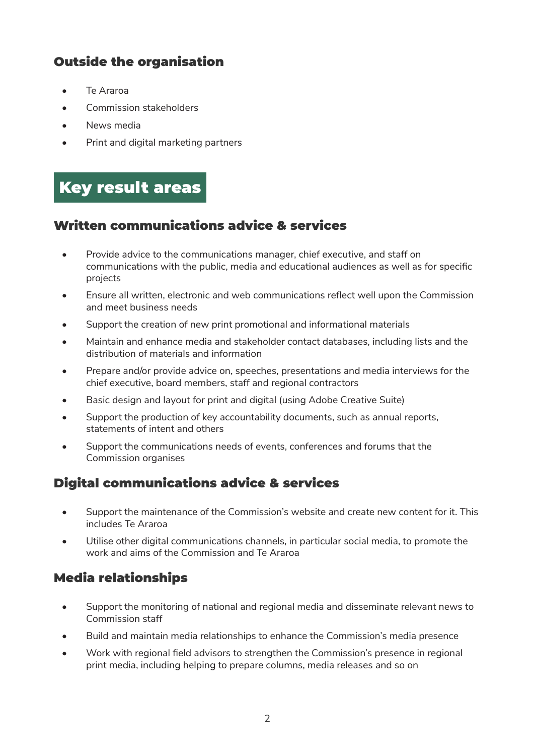### Outside the organisation

- Te Araroa
- Commission stakeholders
- News media
- Print and digital marketing partners

## Key result areas

### Written communications advice & services

- Provide advice to the communications manager, chief executive, and staff on communications with the public, media and educational audiences as well as for specific projects
- Ensure all written, electronic and web communications reflect well upon the Commission and meet business needs
- Support the creation of new print promotional and informational materials
- Maintain and enhance media and stakeholder contact databases, including lists and the distribution of materials and information
- Prepare and/or provide advice on, speeches, presentations and media interviews for the chief executive, board members, staff and regional contractors
- Basic design and layout for print and digital (using Adobe Creative Suite)
- Support the production of key accountability documents, such as annual reports, statements of intent and others
- Support the communications needs of events, conferences and forums that the Commission organises

### Digital communications advice & services

- Support the maintenance of the Commission's website and create new content for it. This includes Te Araroa
- Utilise other digital communications channels, in particular social media, to promote the work and aims of the Commission and Te Araroa

### Media relationships

- Support the monitoring of national and regional media and disseminate relevant news to Commission staff
- Build and maintain media relationships to enhance the Commission's media presence
- Work with regional field advisors to strengthen the Commission's presence in regional print media, including helping to prepare columns, media releases and so on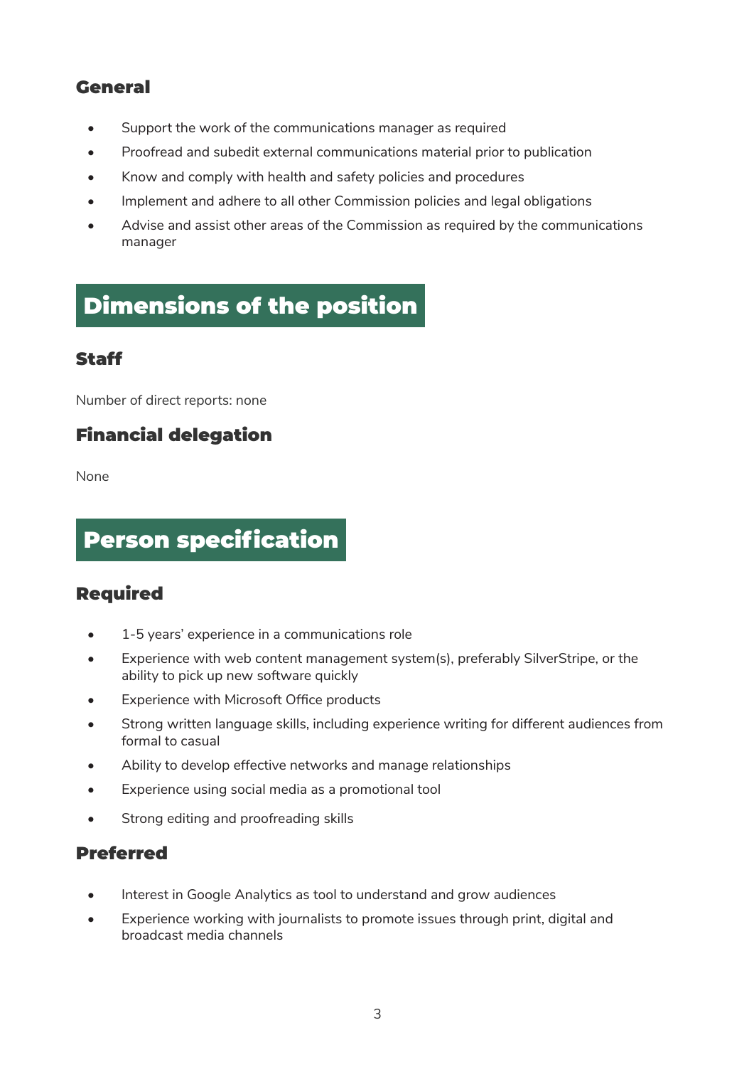### General

- Support the work of the communications manager as required
- Proofread and subedit external communications material prior to publication
- Know and comply with health and safety policies and procedures
- Implement and adhere to all other Commission policies and legal obligations
- Advise and assist other areas of the Commission as required by the communications manager

## Dimensions of the position

### Staff

Number of direct reports: none

### Financial delegation

None

## Person specification

### Required

- 1-5 years' experience in a communications role
- Experience with web content management system(s), preferably SilverStripe, or the ability to pick up new software quickly
- Experience with Microsoft Office products
- Strong written language skills, including experience writing for different audiences from formal to casual
- Ability to develop effective networks and manage relationships
- Experience using social media as a promotional tool
- Strong editing and proofreading skills

### Preferred

- Interest in Google Analytics as tool to understand and grow audiences
- Experience working with journalists to promote issues through print, digital and broadcast media channels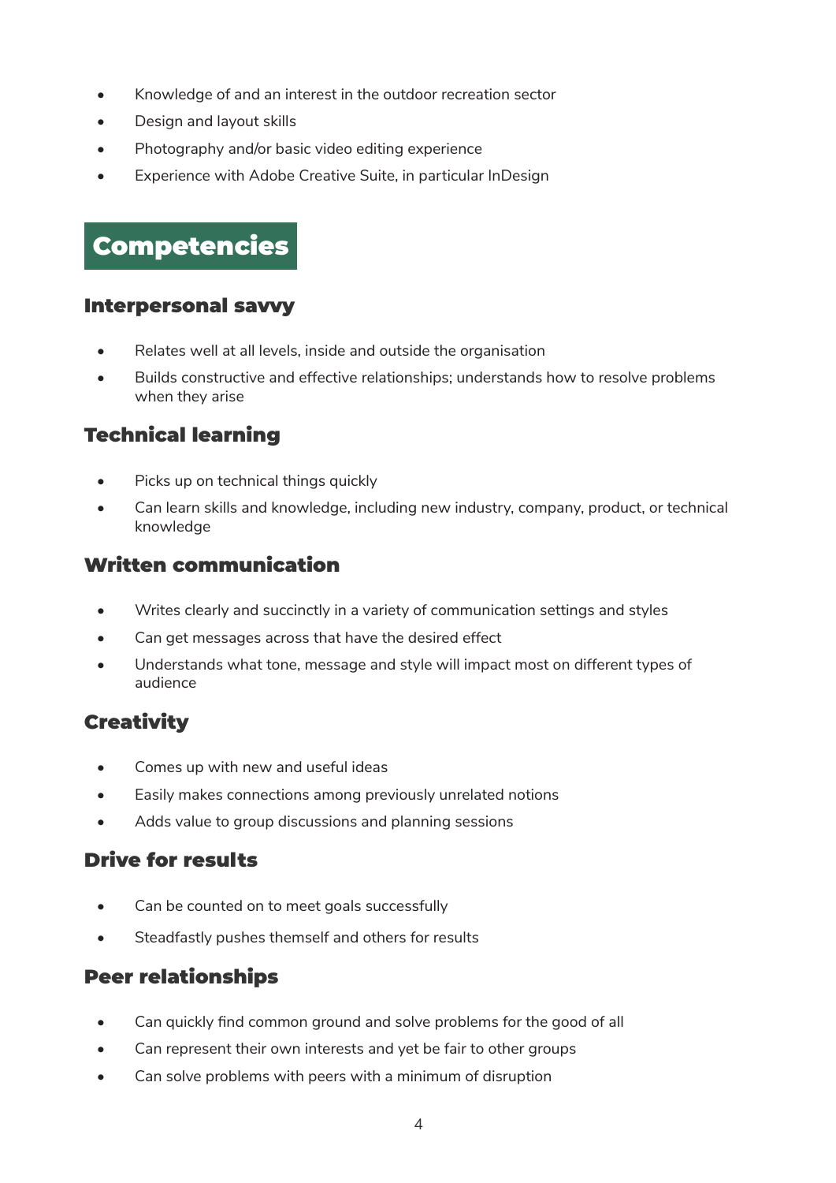- Knowledge of and an interest in the outdoor recreation sector
- Design and layout skills
- Photography and/or basic video editing experience
- Experience with Adobe Creative Suite, in particular InDesign

## Competencies

### Interpersonal savvy

- Relates well at all levels, inside and outside the organisation
- Builds constructive and effective relationships; understands how to resolve problems when they arise

### Technical learning

- Picks up on technical things quickly
- Can learn skills and knowledge, including new industry, company, product, or technical knowledge

### Written communication

- Writes clearly and succinctly in a variety of communication settings and styles
- Can get messages across that have the desired effect
- Understands what tone, message and style will impact most on different types of audience

### Creativity

- Comes up with new and useful ideas
- Easily makes connections among previously unrelated notions
- Adds value to group discussions and planning sessions

### Drive for results

- Can be counted on to meet goals successfully
- Steadfastly pushes themself and others for results

### Peer relationships

- Can quickly find common ground and solve problems for the good of all
- Can represent their own interests and yet be fair to other groups
- Can solve problems with peers with a minimum of disruption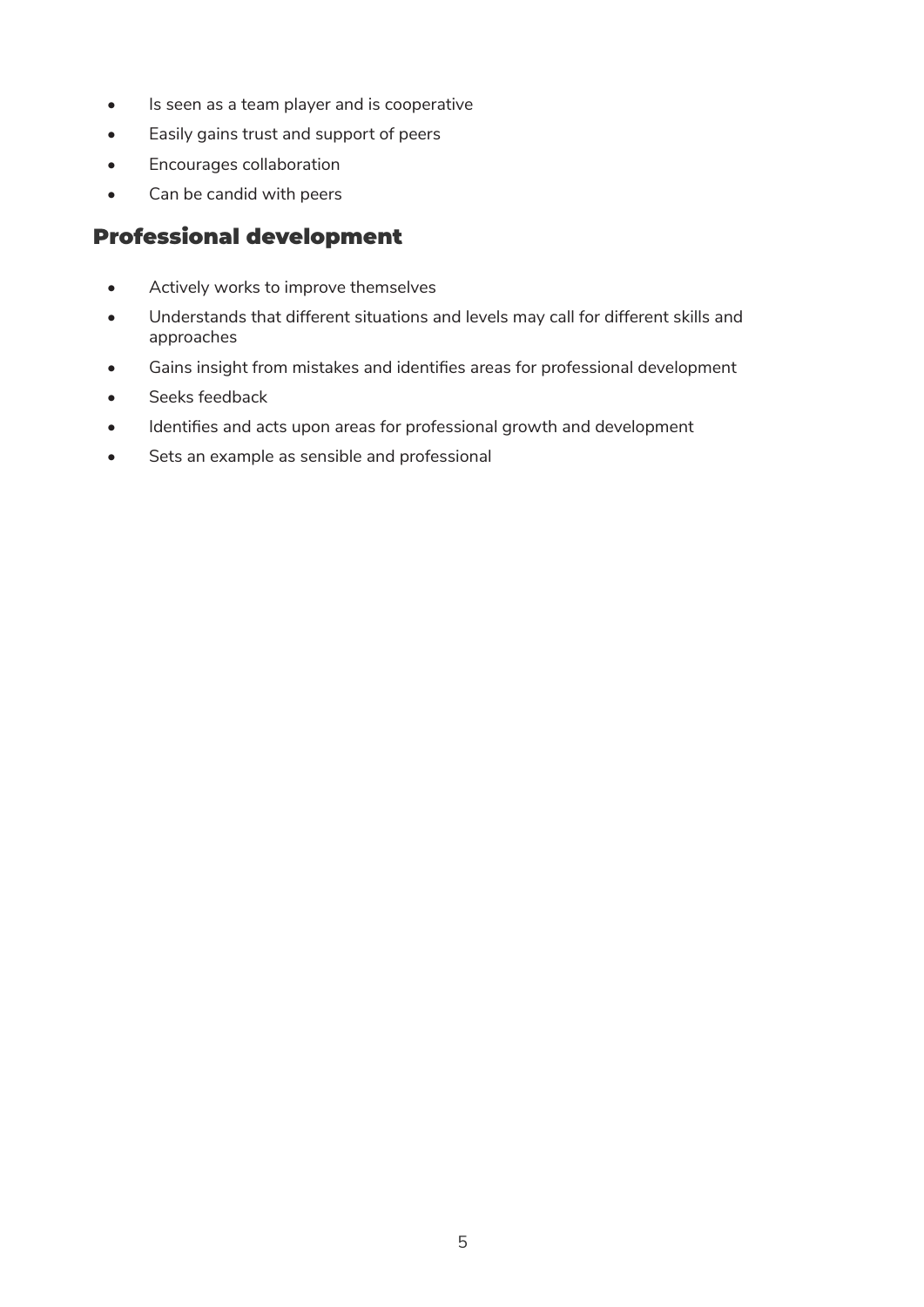- Is seen as a team player and is cooperative
- Easily gains trust and support of peers
- Encourages collaboration
- Can be candid with peers

## Professional development

- Actively works to improve themselves
- Understands that different situations and levels may call for different skills and approaches
- Gains insight from mistakes and identifies areas for professional development
- Seeks feedback
- Identifies and acts upon areas for professional growth and development
- Sets an example as sensible and professional